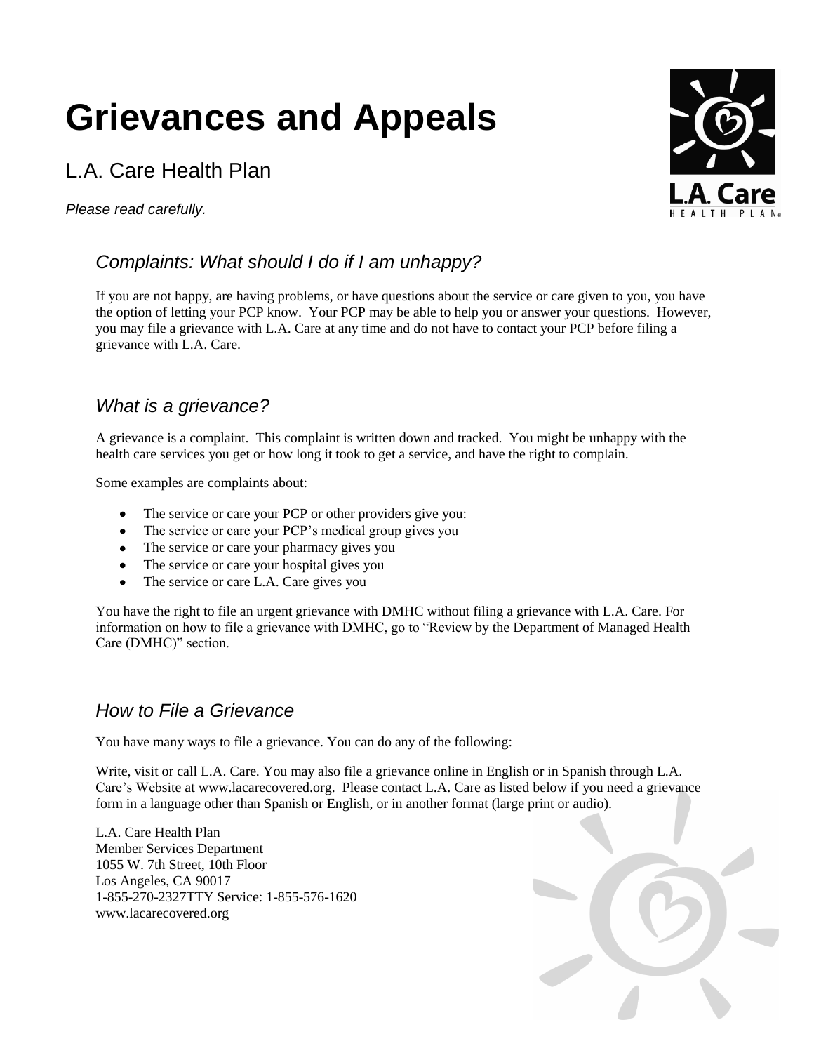# Grievances and Appeals

## L.A. Care Health Plan

*Please read carefully.*

### *Complaints: What should I do if I am unhappy?*

If you are not happy, are having problems, or have questions about the service or care given to you, you have the option of letting your PCP know. Your PCP may be able to help you or answer your questions. However, you may file a grievance with L.A. Care at any time and do not have to contact your PCP before filing a grievance with L.A. Care.

### *What is a grievance?*

A grievance is a complaint. This complaint is written down and tracked. You might be unhappy with the health care services you get or how long it took to get a service, and have the right to complain.

Some examples are complaints about:

- The service or care your PCP or other providers give you:
- The service or care your PCP's medical group gives you
- The service or care your pharmacy gives you
- The service or care your hospital gives you
- The service or care L.A. Care gives you

You have the right to file an urgent grievance with DMHC without filing a grievance with L.A. Care. For information on how to file a grievance with DMHC, go to "Review by the Department of Managed Health Care (DMHC)" section.

### *How to File a Grievance*

You have many ways to file a grievance. You can do any of the following:

Write, visit or call L.A. Care. You may also file a grievance online in English or in Spanish through L.A. Care's Website at www.lacarecovered.org. Please contact L.A. Care as listed below if you need a grievance form in a language other than Spanish or English, or in another format (large print or audio).

L.A. Care Health Plan
Member Services Department
1055 W. 7th Street, 10th Floor
Los Angeles, CA 90017
1-855-270-2327TTY Service: 1-855-576-1620
www.lacarecovered.org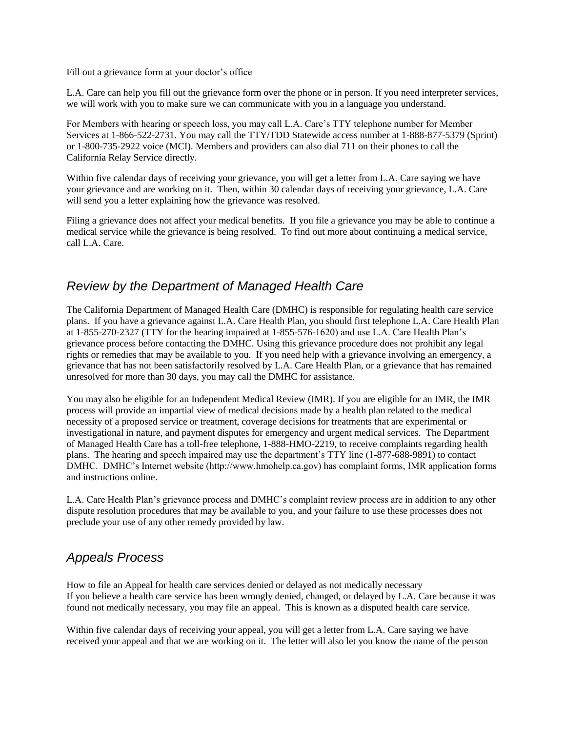Fill out a grievance form at your doctor's office

L.A. Care can help you fill out the grievance form over the phone or in person. If you need interpreter services, we will work with you to make sure we can communicate with you in a language you understand.

For Members with hearing or speech loss, you may call L.A. Care's TTY telephone number for Member Services at 1-866-522-2731. You may call the TTY/TDD Statewide access number at 1-888-877-5379 (Sprint) or 1-800-735-2922 voice (MCI). Members and providers can also dial 711 on their phones to call the California Relay Service directly.

Within five calendar days of receiving your grievance, you will get a letter from L.A. Care saying we have your grievance and are working on it. Then, within 30 calendar days of receiving your grievance, L.A. Care will send you a letter explaining how the grievance was resolved.

Filing a grievance does not affect your medical benefits. If you file a grievance you may be able to continue a medical service while the grievance is being resolved. To find out more about continuing a medical service, call L.A. Care.

## *Review by the Department of Managed Health Care*

The California Department of Managed Health Care (DMHC) is responsible for regulating health care service plans. If you have a grievance against L.A. Care Health Plan, you should first telephone L.A. Care Health Plan at 1-855-270-2327 (TTY for the hearing impaired at 1-855-576-1620) and use L.A. Care Health Plan's grievance process before contacting the DMHC. Using this grievance procedure does not prohibit any legal rights or remedies that may be available to you. If you need help with a grievance involving an emergency, a grievance that has not been satisfactorily resolved by L.A. Care Health Plan, or a grievance that has remained unresolved for more than 30 days, you may call the DMHC for assistance.

You may also be eligible for an Independent Medical Review (IMR). If you are eligible for an IMR, the IMR process will provide an impartial view of medical decisions made by a health plan related to the medical necessity of a proposed service or treatment, coverage decisions for treatments that are experimental or investigational in nature, and payment disputes for emergency and urgent medical services. The Department of Managed Health Care has a toll-free telephone, 1-888-HMO-2219, to receive complaints regarding health plans. The hearing and speech impaired may use the department's TTY line (1-877-688-9891) to contact DMHC. DMHC's Internet website (http://www.hmohelp.ca.gov) has complaint forms, IMR application forms and instructions online.

L.A. Care Health Plan's grievance process and DMHC's complaint review process are in addition to any other dispute resolution procedures that may be available to you, and your failure to use these processes does not preclude your use of any other remedy provided by law.

## *Appeals Process*

How to file an Appeal for health care services denied or delayed as not medically necessary
If you believe a health care service has been wrongly denied, changed, or delayed by L.A. Care because it was found not medically necessary, you may file an appeal. This is known as a disputed health care service.

Within five calendar days of receiving your appeal, you will get a letter from L.A. Care saying we have received your appeal and that we are working on it. The letter will also let you know the name of the person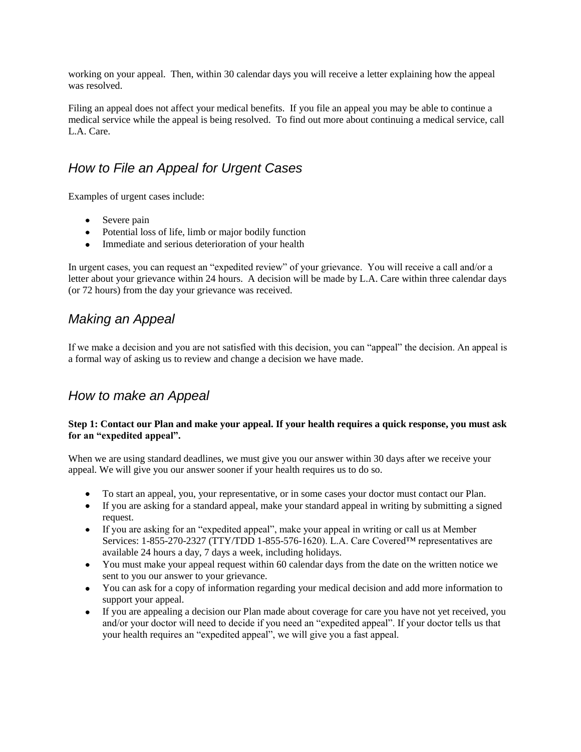working on your appeal. Then, within 30 calendar days you will receive a letter explaining how the appeal was resolved.

Filing an appeal does not affect your medical benefits. If you file an appeal you may be able to continue a medical service while the appeal is being resolved. To find out more about continuing a medical service, call L.A. Care.

## *How to File an Appeal for Urgent Cases*

Examples of urgent cases include:

- Severe pain
- Potential loss of life, limb or major bodily function
- Immediate and serious deterioration of your health

In urgent cases, you can request an "expedited review" of your grievance. You will receive a call and/or a letter about your grievance within 24 hours. A decision will be made by L.A. Care within three calendar days (or 72 hours) from the day your grievance was received.

## *Making an Appeal*

If we make a decision and you are not satisfied with this decision, you can "appeal" the decision. An appeal is a formal way of asking us to review and change a decision we have made.

## *How to make an Appeal*

**Step 1: Contact our Plan and make your appeal. If your health requires a quick response, you must ask for an "expedited appeal".**

When we are using standard deadlines, we must give you our answer within 30 days after we receive your appeal. We will give you our answer sooner if your health requires us to do so.

- To start an appeal, you, your representative, or in some cases your doctor must contact our Plan.
- If you are asking for a standard appeal, make your standard appeal in writing by submitting a signed request.
- If you are asking for an "expedited appeal", make your appeal in writing or call us at Member Services: 1-855-270-2327 (TTY/TDD 1-855-576-1620). L.A. Care Covered™ representatives are available 24 hours a day, 7 days a week, including holidays.
- You must make your appeal request within 60 calendar days from the date on the written notice we sent to you our answer to your grievance.
- You can ask for a copy of information regarding your medical decision and add more information to support your appeal.
- If you are appealing a decision our Plan made about coverage for care you have not yet received, you and/or your doctor will need to decide if you need an "expedited appeal". If your doctor tells us that your health requires an "expedited appeal", we will give you a fast appeal.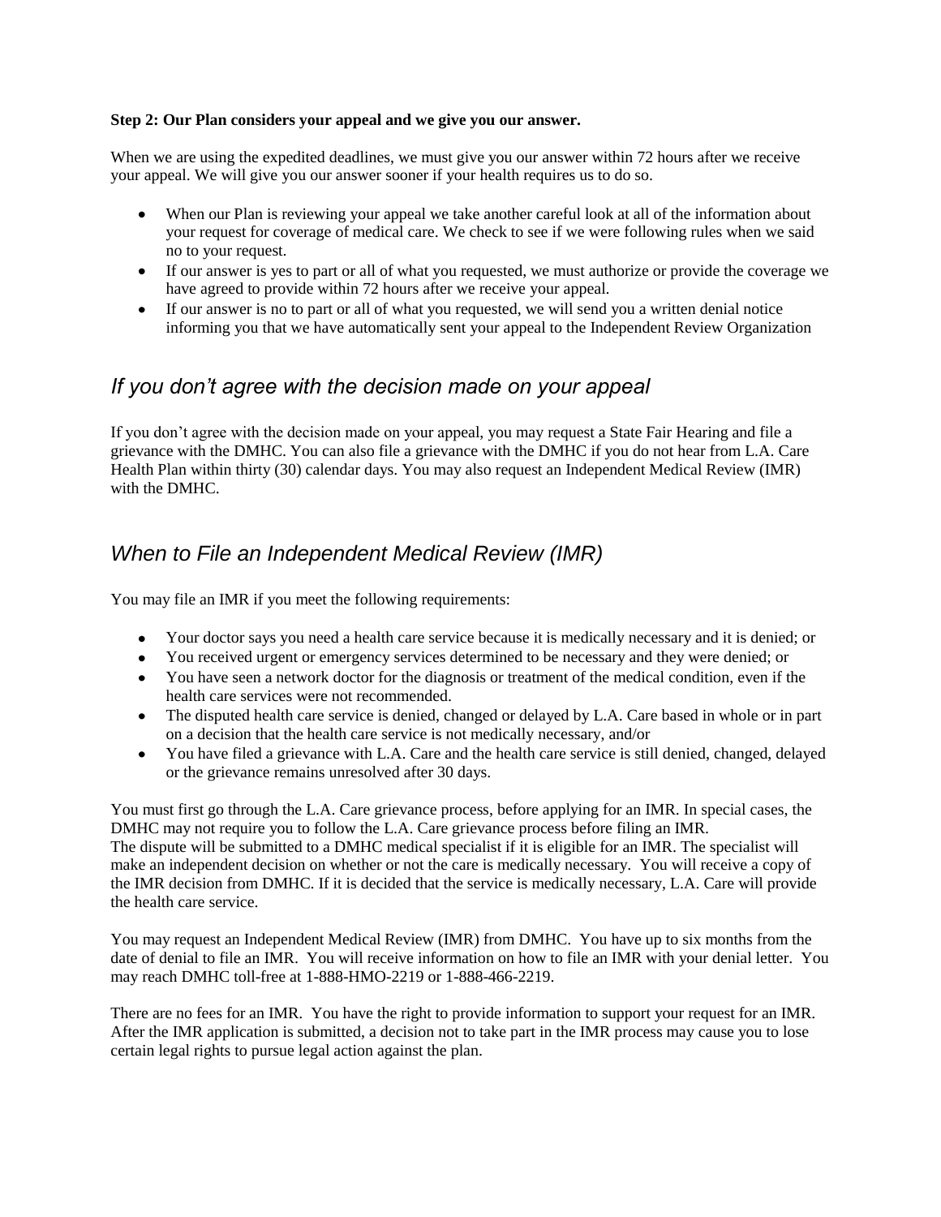**Step 2: Our Plan considers your appeal and we give you our answer.**

When we are using the expedited deadlines, we must give you our answer within 72 hours after we receive your appeal. We will give you our answer sooner if your health requires us to do so.

- When our Plan is reviewing your appeal we take another careful look at all of the information about your request for coverage of medical care. We check to see if we were following rules when we said no to your request.
- If our answer is yes to part or all of what you requested, we must authorize or provide the coverage we have agreed to provide within 72 hours after we receive your appeal.
- If our answer is no to part or all of what you requested, we will send you a written denial notice informing you that we have automatically sent your appeal to the Independent Review Organization

## *If you don't agree with the decision made on your appeal*

If you don't agree with the decision made on your appeal, you may request a State Fair Hearing and file a grievance with the DMHC. You can also file a grievance with the DMHC if you do not hear from L.A. Care Health Plan within thirty (30) calendar days. You may also request an Independent Medical Review (IMR) with the DMHC.

## *When to File an Independent Medical Review (IMR)*

You may file an IMR if you meet the following requirements:

- Your doctor says you need a health care service because it is medically necessary and it is denied; or
- You received urgent or emergency services determined to be necessary and they were denied; or
- You have seen a network doctor for the diagnosis or treatment of the medical condition, even if the health care services were not recommended.
- The disputed health care service is denied, changed or delayed by L.A. Care based in whole or in part on a decision that the health care service is not medically necessary, and/or
- You have filed a grievance with L.A. Care and the health care service is still denied, changed, delayed or the grievance remains unresolved after 30 days.

You must first go through the L.A. Care grievance process, before applying for an IMR. In special cases, the DMHC may not require you to follow the L.A. Care grievance process before filing an IMR.
The dispute will be submitted to a DMHC medical specialist if it is eligible for an IMR. The specialist will make an independent decision on whether or not the care is medically necessary. You will receive a copy of the IMR decision from DMHC. If it is decided that the service is medically necessary, L.A. Care will provide the health care service.

You may request an Independent Medical Review (IMR) from DMHC. You have up to six months from the date of denial to file an IMR. You will receive information on how to file an IMR with your denial letter. You may reach DMHC toll-free at 1-888-HMO-2219 or 1-888-466-2219.

There are no fees for an IMR. You have the right to provide information to support your request for an IMR. After the IMR application is submitted, a decision not to take part in the IMR process may cause you to lose certain legal rights to pursue legal action against the plan.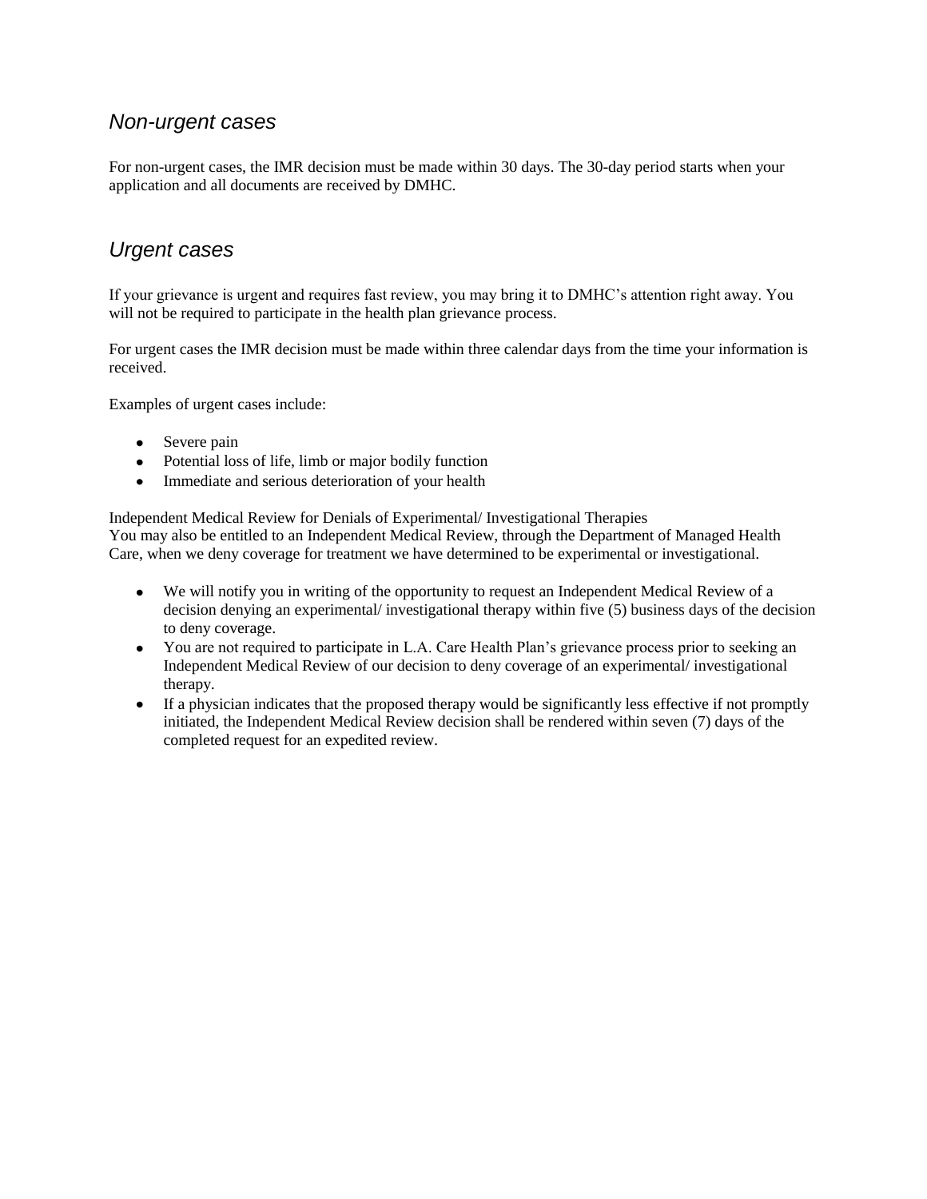### *Non-urgent cases*

For non-urgent cases, the IMR decision must be made within 30 days. The 30-day period starts when your application and all documents are received by DMHC.

### *Urgent cases*

If your grievance is urgent and requires fast review, you may bring it to DMHC's attention right away. You will not be required to participate in the health plan grievance process.

For urgent cases the IMR decision must be made within three calendar days from the time your information is received.

Examples of urgent cases include:

- Severe pain
- Potential loss of life, limb or major bodily function
- Immediate and serious deterioration of your health

Independent Medical Review for Denials of Experimental/ Investigational Therapies
You may also be entitled to an Independent Medical Review, through the Department of Managed Health Care, when we deny coverage for treatment we have determined to be experimental or investigational.

- We will notify you in writing of the opportunity to request an Independent Medical Review of a decision denying an experimental/ investigational therapy within five (5) business days of the decision to deny coverage.
- You are not required to participate in L.A. Care Health Plan's grievance process prior to seeking an Independent Medical Review of our decision to deny coverage of an experimental/ investigational therapy.
- If a physician indicates that the proposed therapy would be significantly less effective if not promptly initiated, the Independent Medical Review decision shall be rendered within seven (7) days of the completed request for an expedited review.